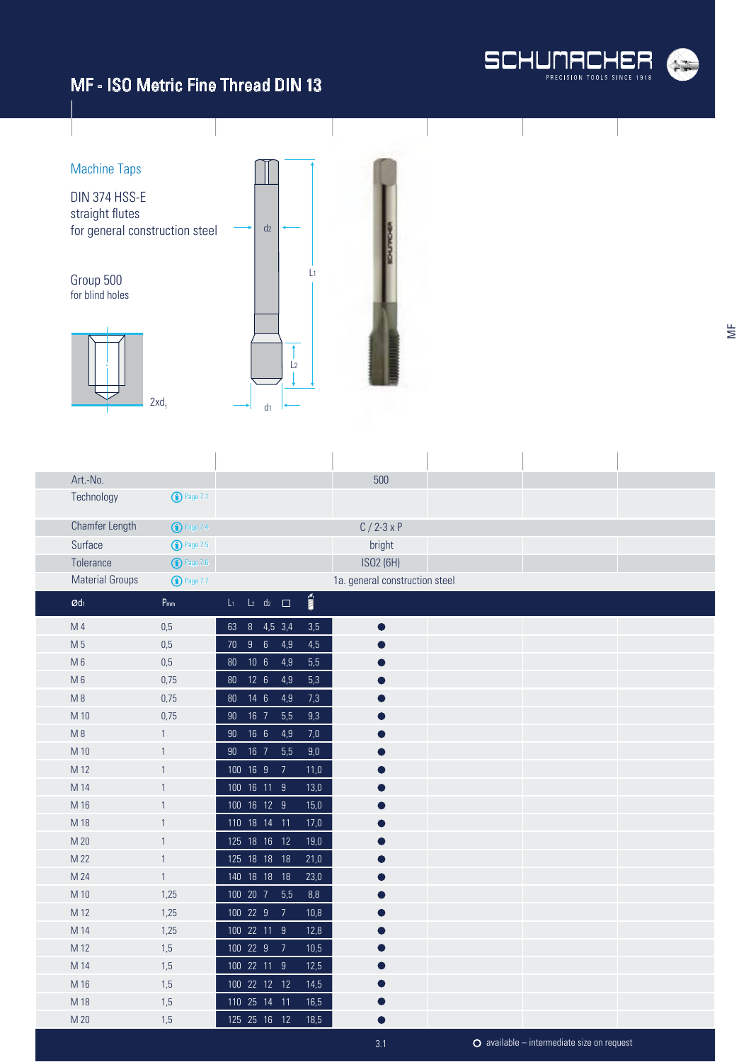# MF - ISO Metric Fine Thread DIN 13

## Machine Taps

DIN 374 HSS-E
straight flutes
for general construction steel

**Group 500**
for blind holes

2xd1

| Art.-No. | | | 500 |
|---|---|---|---|
| Technology | Page 7.1 | | |
| Chamfer Length | Page 7.4 | | C / 2-3 x P |
| Surface | Page 7.5 | | bright |
| Tolerance | Page 7.6 | | ISO2 (6H) |
| Material Groups | Page 7.7 | | 1a. general construction steel |

| Ød1 | Pmm | L1 | L2 | d2 | □ | Drill | 500 |
|---|---|---|---|---|---|---|---|
| M 4 | 0,5 | 63 | 8 | 4,5 | 3,4 | 3,5 | ● |
| M 5 | 0,5 | 70 | 9 | 6 | 4,9 | 4,5 | ● |
| M 6 | 0,5 | 80 | 10 | 6 | 4,9 | 5,5 | ● |
| M 6 | 0,75 | 80 | 12 | 6 | 4,9 | 5,3 | ● |
| M 8 | 0,75 | 80 | 14 | 6 | 4,9 | 7,3 | ● |
| M 10 | 0,75 | 90 | 16 | 7 | 5,5 | 9,3 | ● |
| M 8 | 1 | 90 | 16 | 6 | 4,9 | 7,0 | ● |
| M 10 | 1 | 90 | 16 | 7 | 5,5 | 9,0 | ● |
| M 12 | 1 | 100 | 16 | 9 | 7 | 11,0 | ● |
| M 14 | 1 | 100 | 16 | 11 | 9 | 13,0 | ● |
| M 16 | 1 | 100 | 16 | 12 | 9 | 15,0 | ● |
| M 18 | 1 | 110 | 18 | 14 | 11 | 17,0 | ● |
| M 20 | 1 | 125 | 18 | 16 | 12 | 19,0 | ● |
| M 22 | 1 | 125 | 18 | 18 | 18 | 21,0 | ● |
| M 24 | 1 | 140 | 18 | 18 | 18 | 23,0 | ● |
| M 10 | 1,25 | 100 | 20 | 7 | 5,5 | 8,8 | ● |
| M 12 | 1,25 | 100 | 22 | 9 | 7 | 10,8 | ● |
| M 14 | 1,25 | 100 | 22 | 11 | 9 | 12,8 | ● |
| M 12 | 1,5 | 100 | 22 | 9 | 7 | 10,5 | ● |
| M 14 | 1,5 | 100 | 22 | 11 | 9 | 12,5 | ● |
| M 16 | 1,5 | 100 | 22 | 12 | 12 | 14,5 | ● |
| M 18 | 1,5 | 110 | 25 | 14 | 11 | 16,5 | ● |
| M 20 | 1,5 | 125 | 25 | 16 | 12 | 18,5 | ● |

○ available – intermediate size on request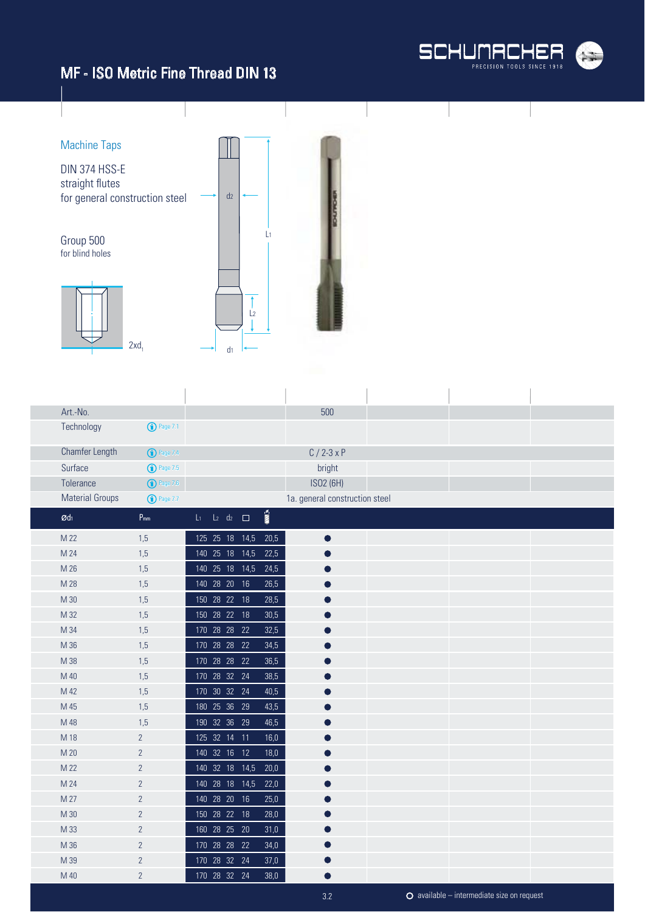# MF - ISO Metric Fine Thread DIN 13

## Machine Taps

DIN 374 HSS-E
straight flutes
for general construction steel

Group 500
for blind holes

2xd1

| Art.-No. | | | 500 |
|---|---|---|---|
| Technology | Page 7.1 | | |
| Chamfer Length | Page 7.4 | | C / 2-3 x P |
| Surface | Page 7.5 | | bright |
| Tolerance | Page 7.6 | | ISO2 (6H) |
| Material Groups | Page 7.7 | | 1a. general construction steel |

| Ød1 | Pmm | L1 | L2 | d2 | □ | Drill | 500 |
|---|---|---|---|---|---|---|---|
| M 22 | 1,5 | 125 | 25 | 18 | 14,5 | 20,5 | ● |
| M 24 | 1,5 | 140 | 25 | 18 | 14,5 | 22,5 | ● |
| M 26 | 1,5 | 140 | 25 | 18 | 14,5 | 24,5 | ● |
| M 28 | 1,5 | 140 | 28 | 20 | 16 | 26,5 | ● |
| M 30 | 1,5 | 150 | 28 | 22 | 18 | 28,5 | ● |
| M 32 | 1,5 | 150 | 28 | 22 | 18 | 30,5 | ● |
| M 34 | 1,5 | 170 | 28 | 28 | 22 | 32,5 | ● |
| M 36 | 1,5 | 170 | 28 | 28 | 22 | 34,5 | ● |
| M 38 | 1,5 | 170 | 28 | 28 | 22 | 36,5 | ● |
| M 40 | 1,5 | 170 | 28 | 32 | 24 | 38,5 | ● |
| M 42 | 1,5 | 170 | 30 | 32 | 24 | 40,5 | ● |
| M 45 | 1,5 | 180 | 25 | 36 | 29 | 43,5 | ● |
| M 48 | 1,5 | 190 | 32 | 36 | 29 | 46,5 | ● |
| M 18 | 2 | 125 | 32 | 14 | 11 | 16,0 | ● |
| M 20 | 2 | 140 | 32 | 16 | 12 | 18,0 | ● |
| M 22 | 2 | 140 | 32 | 18 | 14,5 | 20,0 | ● |
| M 24 | 2 | 140 | 28 | 18 | 14,5 | 22,0 | ● |
| M 27 | 2 | 140 | 28 | 20 | 16 | 25,0 | ● |
| M 30 | 2 | 150 | 28 | 22 | 18 | 28,0 | ● |
| M 33 | 2 | 160 | 28 | 25 | 20 | 31,0 | ● |
| M 36 | 2 | 170 | 28 | 28 | 22 | 34,0 | ● |
| M 39 | 2 | 170 | 28 | 32 | 24 | 37,0 | ● |
| M 40 | 2 | 170 | 28 | 32 | 24 | 38,0 | ● |

○ available – intermediate size on request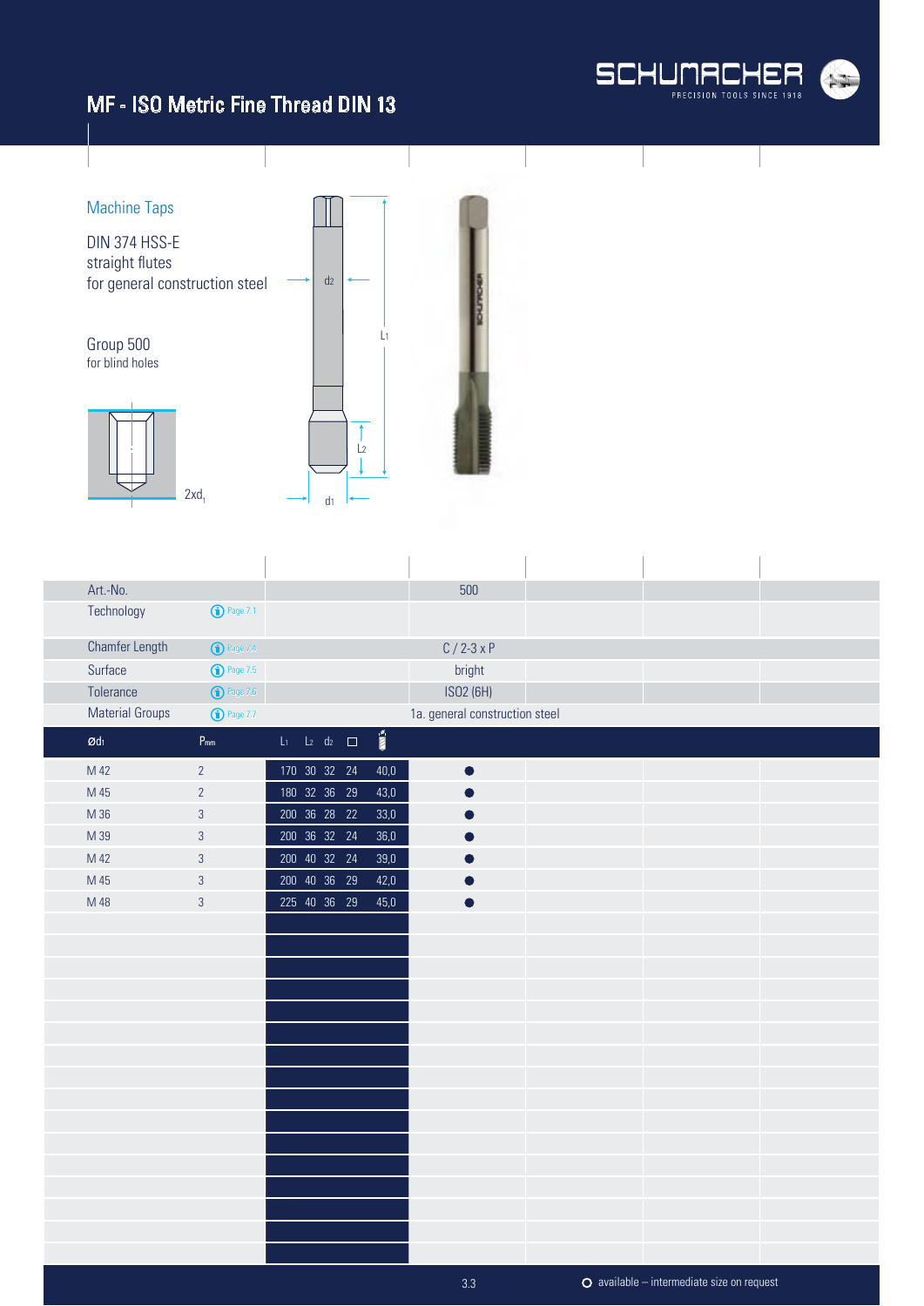# MF - ISO Metric Fine Thread DIN 13

## Machine Taps

DIN 374 HSS-E
straight flutes
for general construction steel

Group 500
for blind holes

2xd$_1$

d$_2$ L$_1$ L$_2$ d$_1$

| Art.-No. | | | 500 | | | |
|---|---|---|---|---|---|---|
| Technology | Page 7.1 | | | | | |
| Chamfer Length | Page 7.4 | | C / 2-3 x P | | | |
| Surface | Page 7.5 | | bright | | | |
| Tolerance | Page 7.6 | | ISO2 (6H) | | | |
| Material Groups | Page 7.7 | | 1a. general construction steel | | | |
| **Ød$_1$** | **P$_{mm}$** | **L$_1$ L$_2$ d$_2$ □ (drill)** | | | | |
| M 42 | 2 | 170 30 32 24 40,0 | ● | | | |
| M 45 | 2 | 180 32 36 29 43,0 | ● | | | |
| M 36 | 3 | 200 36 28 22 33,0 | ● | | | |
| M 39 | 3 | 200 36 32 24 36,0 | ● | | | |
| M 42 | 3 | 200 40 32 24 39,0 | ● | | | |
| M 45 | 3 | 200 40 36 29 42,0 | ● | | | |
| M 48 | 3 | 225 40 36 29 45,0 | ● | | | |

○ available – intermediate size on request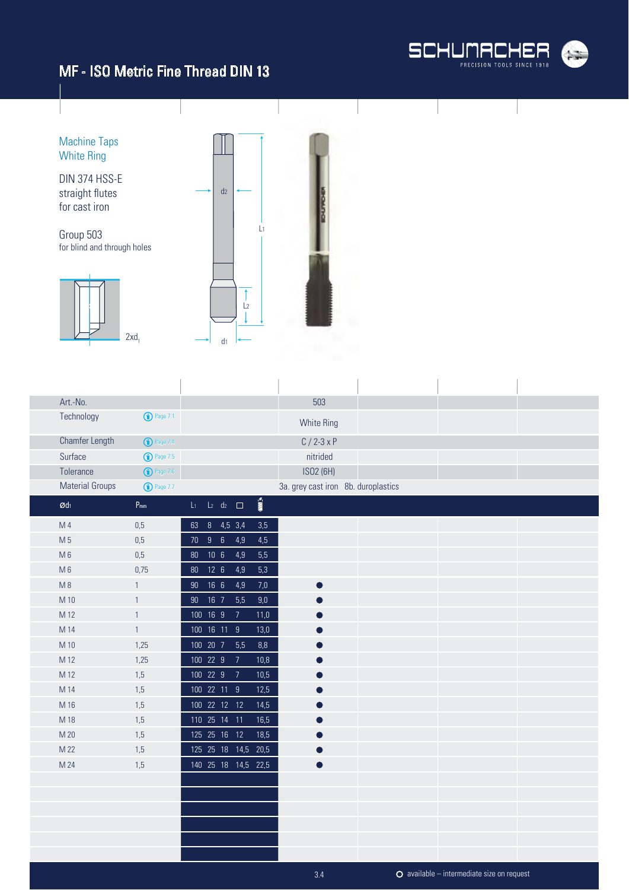# MF - ISO Metric Fine Thread DIN 13

Machine Taps
White Ring

DIN 374 HSS-E
straight flutes
for cast iron

Group 503
for blind and through holes

2xd1

| Art.-No. | | 503 |
|---|---|---|
| Technology | Page 7.1 | White Ring |
| Chamfer Length | Page 7.4 | C / 2-3 x P |
| Surface | Page 7.5 | nitrided |
| Tolerance | Page 7.6 | ISO2 (6H) |
| Material Groups | Page 7.7 | 3a. grey cast iron 8b. duroplastics |

| Ød1 | Pmm | L1 | L2 | d2 | □ | drill | 503 |
|---|---|---|---|---|---|---|---|
| M 4 | 0,5 | 63 | 8 | 4,5 | 3,4 | 3,5 | |
| M 5 | 0,5 | 70 | 9 | 6 | 4,9 | 4,5 | |
| M 6 | 0,5 | 80 | 10 | 6 | 4,9 | 5,5 | |
| M 6 | 0,75 | 80 | 12 | 6 | 4,9 | 5,3 | |
| M 8 | 1 | 90 | 16 | 6 | 4,9 | 7,0 | ● |
| M 10 | 1 | 90 | 16 | 7 | 5,5 | 9,0 | ● |
| M 12 | 1 | 100 | 16 | 9 | 7 | 11,0 | ● |
| M 14 | 1 | 100 | 16 | 11 | 9 | 13,0 | ● |
| M 10 | 1,25 | 100 | 20 | 7 | 5,5 | 8,8 | ● |
| M 12 | 1,25 | 100 | 22 | 9 | 7 | 10,8 | ● |
| M 12 | 1,5 | 100 | 22 | 9 | 7 | 10,5 | ● |
| M 14 | 1,5 | 100 | 22 | 11 | 9 | 12,5 | ● |
| M 16 | 1,5 | 100 | 22 | 12 | 12 | 14,5 | ● |
| M 18 | 1,5 | 110 | 25 | 14 | 11 | 16,5 | ● |
| M 20 | 1,5 | 125 | 25 | 16 | 12 | 18,5 | ● |
| M 22 | 1,5 | 125 | 25 | 18 | 14,5 | 20,5 | ● |
| M 24 | 1,5 | 140 | 25 | 18 | 14,5 | 22,5 | ● |

○ available – intermediate size on request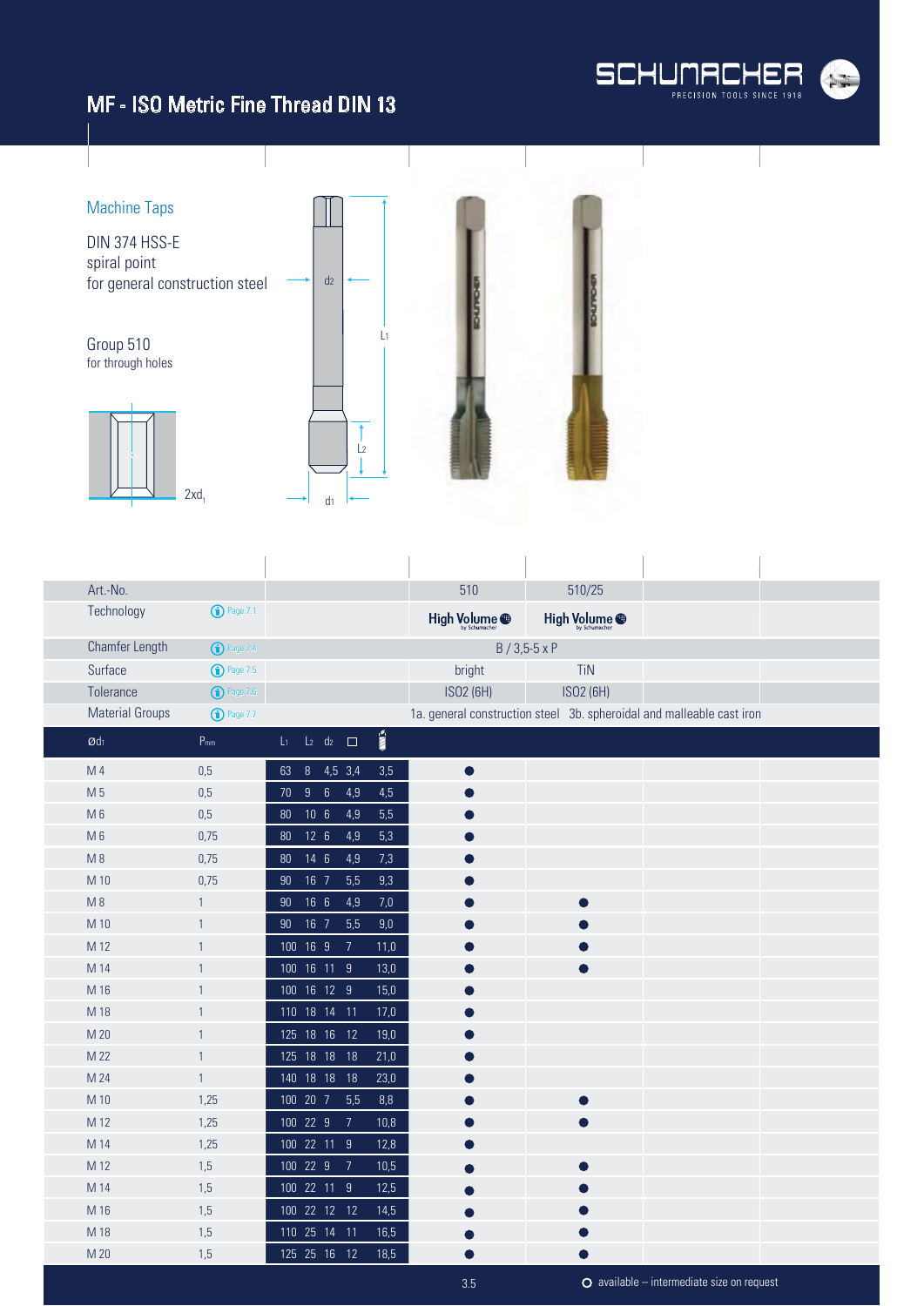# MF - ISO Metric Fine Thread DIN 13

## Machine Taps

DIN 374 HSS-E
spiral point
for general construction steel

### Group 510
for through holes

2xd$_1$

| Art.-No. | | | 510 | 510/25 |
|---|---|---|---|---|
| Technology | Page 7.1 | | High Volume by Schumacher | High Volume by Schumacher |
| Chamfer Length | Page 7.4 | | B / 3,5-5 x P | |
| Surface | Page 7.5 | | bright | TiN |
| Tolerance | Page 7.6 | | ISO2 (6H) | ISO2 (6H) |
| Material Groups | Page 7.7 | | 1a. general construction steel | 3b. spheroidal and malleable cast iron |

| Ød$_1$ | P$_{mm}$ | L$_1$ | L$_2$ | d$_2$ | □ | Drill | 510 | 510/25 |
|---|---|---|---|---|---|---|---|---|
| M 4 | 0,5 | 63 | 8 | 4,5 | 3,4 | 3,5 | ● | |
| M 5 | 0,5 | 70 | 9 | 6 | 4,9 | 4,5 | ● | |
| M 6 | 0,5 | 80 | 10 | 6 | 4,9 | 5,5 | ● | |
| M 6 | 0,75 | 80 | 12 | 6 | 4,9 | 5,3 | ● | |
| M 8 | 0,75 | 80 | 14 | 6 | 4,9 | 7,3 | ● | |
| M 10 | 0,75 | 90 | 16 | 7 | 5,5 | 9,3 | ● | |
| M 8 | 1 | 90 | 16 | 6 | 4,9 | 7,0 | ● | ● |
| M 10 | 1 | 90 | 16 | 7 | 5,5 | 9,0 | ● | ● |
| M 12 | 1 | 100 | 16 | 9 | 7 | 11,0 | ● | ● |
| M 14 | 1 | 100 | 16 | 11 | 9 | 13,0 | ● | ● |
| M 16 | 1 | 100 | 16 | 12 | 9 | 15,0 | ● | |
| M 18 | 1 | 110 | 18 | 14 | 11 | 17,0 | ● | |
| M 20 | 1 | 125 | 18 | 16 | 12 | 19,0 | ● | |
| M 22 | 1 | 125 | 18 | 18 | 18 | 21,0 | ● | |
| M 24 | 1 | 140 | 18 | 18 | 18 | 23,0 | ● | |
| M 10 | 1,25 | 100 | 20 | 7 | 5,5 | 8,8 | ● | ● |
| M 12 | 1,25 | 100 | 22 | 9 | 7 | 10,8 | ● | ● |
| M 14 | 1,25 | 100 | 22 | 11 | 9 | 12,8 | ● | |
| M 12 | 1,5 | 100 | 22 | 9 | 7 | 10,5 | ● | ● |
| M 14 | 1,5 | 100 | 22 | 11 | 9 | 12,5 | ● | ● |
| M 16 | 1,5 | 100 | 22 | 12 | 12 | 14,5 | ● | ● |
| M 18 | 1,5 | 110 | 25 | 14 | 11 | 16,5 | ● | ● |
| M 20 | 1,5 | 125 | 25 | 16 | 12 | 18,5 | ● | ● |

○ available – intermediate size on request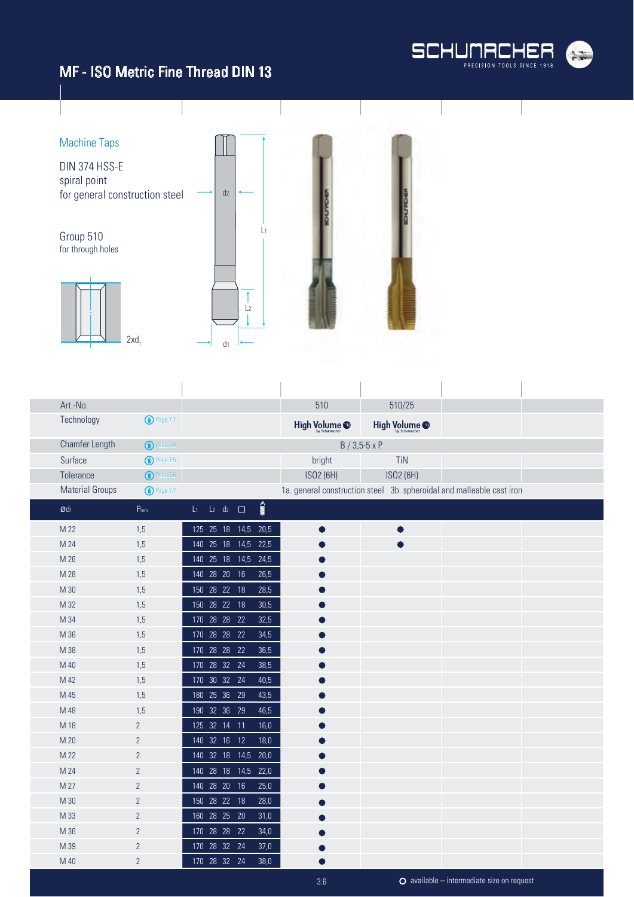# MF - ISO Metric Fine Thread DIN 13

## Machine Taps

DIN 374 HSS-E
spiral point
for general construction steel

**Group 510**
for through holes

2xd1

| Art.-No. | | | 510 | 510/25 |
|---|---|---|---|---|
| Technology | Page 7.1 | | High Volume by Schumacher | High Volume by Schumacher |
| Chamfer Length | Page 7.4 | | B / 3,5-5 x P | |
| Surface | Page 7.5 | | bright | TiN |
| Tolerance | Page 7.6 | | ISO2 (6H) | ISO2 (6H) |
| Material Groups | Page 7.7 | | 1a. general construction steel | 3b. spheroidal and malleable cast iron |

| Ød1 | Pmm | L1 | L2 | d2 | □ | Drill | 510 | 510/25 |
|---|---|---|---|---|---|---|---|---|
| M 22 | 1,5 | 125 | 25 | 18 | 14,5 | 20,5 | ● | ● |
| M 24 | 1,5 | 140 | 25 | 18 | 14,5 | 22,5 | ● | ● |
| M 26 | 1,5 | 140 | 25 | 18 | 14,5 | 24,5 | ● | |
| M 28 | 1,5 | 140 | 28 | 20 | 16 | 26,5 | ● | |
| M 30 | 1,5 | 150 | 28 | 22 | 18 | 28,5 | ● | |
| M 32 | 1,5 | 150 | 28 | 22 | 18 | 30,5 | ● | |
| M 34 | 1,5 | 170 | 28 | 28 | 22 | 32,5 | ● | |
| M 36 | 1,5 | 170 | 28 | 28 | 22 | 34,5 | ● | |
| M 38 | 1,5 | 170 | 28 | 28 | 22 | 36,5 | ● | |
| M 40 | 1,5 | 170 | 28 | 32 | 24 | 38,5 | ● | |
| M 42 | 1,5 | 170 | 30 | 32 | 24 | 40,5 | ● | |
| M 45 | 1,5 | 180 | 25 | 36 | 29 | 43,5 | ● | |
| M 48 | 1,5 | 190 | 32 | 36 | 29 | 46,5 | ● | |
| M 18 | 2 | 125 | 32 | 14 | 11 | 16,0 | ● | |
| M 20 | 2 | 140 | 32 | 16 | 12 | 18,0 | ● | |
| M 22 | 2 | 140 | 32 | 18 | 14,5 | 20,0 | ● | |
| M 24 | 2 | 140 | 28 | 18 | 14,5 | 22,0 | ● | |
| M 27 | 2 | 140 | 28 | 20 | 16 | 25,0 | ● | |
| M 30 | 2 | 150 | 28 | 22 | 18 | 28,0 | ● | |
| M 33 | 2 | 160 | 28 | 25 | 20 | 31,0 | ● | |
| M 36 | 2 | 170 | 28 | 28 | 22 | 34,0 | ● | |
| M 39 | 2 | 170 | 28 | 32 | 24 | 37,0 | ● | |
| M 40 | 2 | 170 | 28 | 32 | 24 | 38,0 | ● | |

○ available – intermediate size on request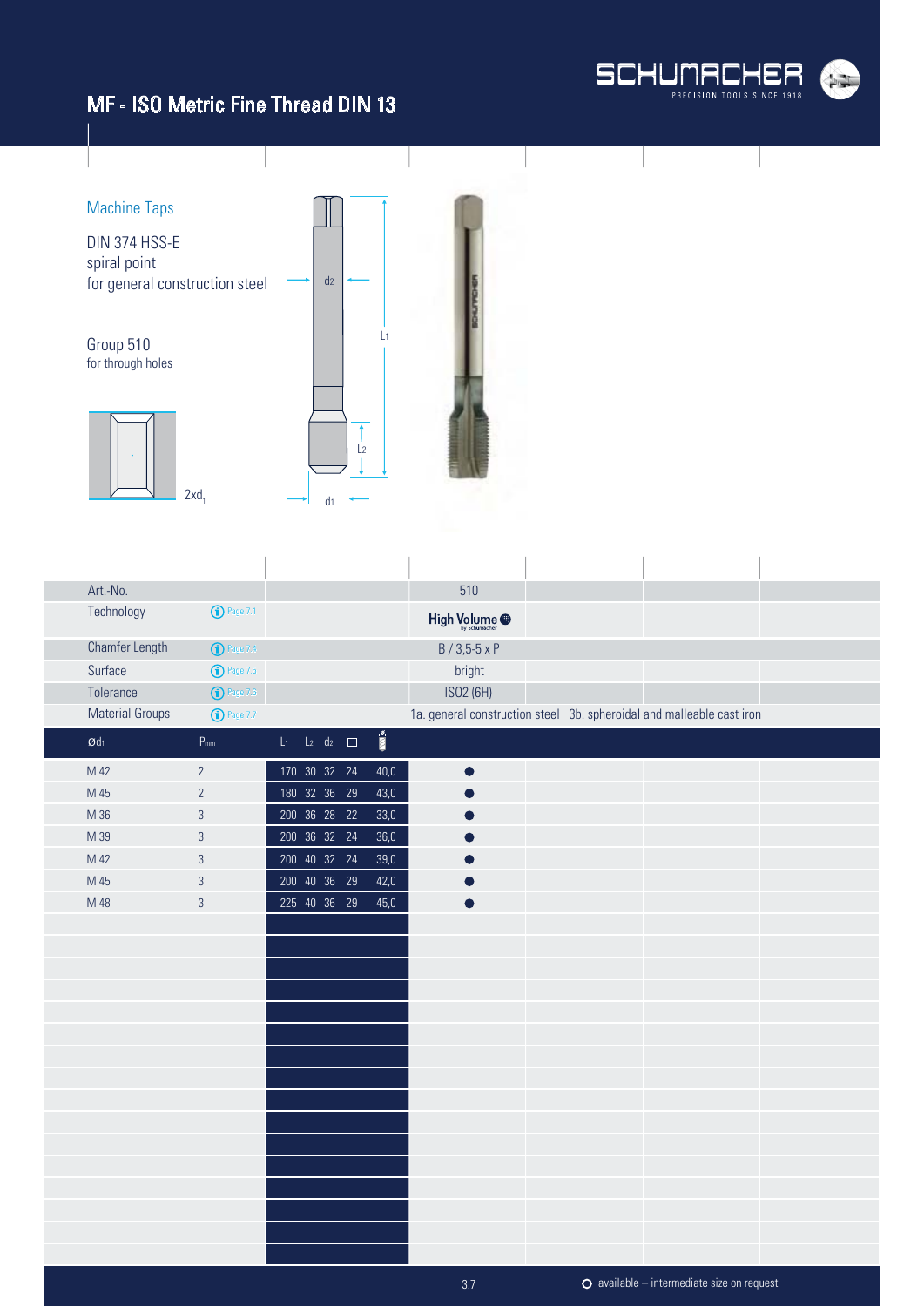# MF - ISO Metric Fine Thread DIN 13

## Machine Taps

DIN 374 HSS-E
spiral point
for general construction steel

Group 510
for through holes

2xd1

| Art.-No. | | | 510 |
|---|---|---|---|
| Technology | Page 7.1 | | High Volume by Schumacher |
| Chamfer Length | Page 7.4 | | B / 3,5-5 x P |
| Surface | Page 7.5 | | bright |
| Tolerance | Page 7.6 | | ISO2 (6H) |
| Material Groups | Page 7.7 | | 1a. general construction steel 3b. spheroidal and malleable cast iron |

| Ød1 | Pmm | L1 | L2 | d2 | □ | | 510 |
|---|---|---|---|---|---|---|---|
| M 42 | 2 | 170 | 30 | 32 | 24 | 40,0 | ● |
| M 45 | 2 | 180 | 32 | 36 | 29 | 43,0 | ● |
| M 36 | 3 | 200 | 36 | 28 | 22 | 33,0 | ● |
| M 39 | 3 | 200 | 36 | 32 | 24 | 36,0 | ● |
| M 42 | 3 | 200 | 40 | 32 | 24 | 39,0 | ● |
| M 45 | 3 | 200 | 40 | 36 | 29 | 42,0 | ● |
| M 48 | 3 | 225 | 40 | 36 | 29 | 45,0 | ● |

○ available – intermediate size on request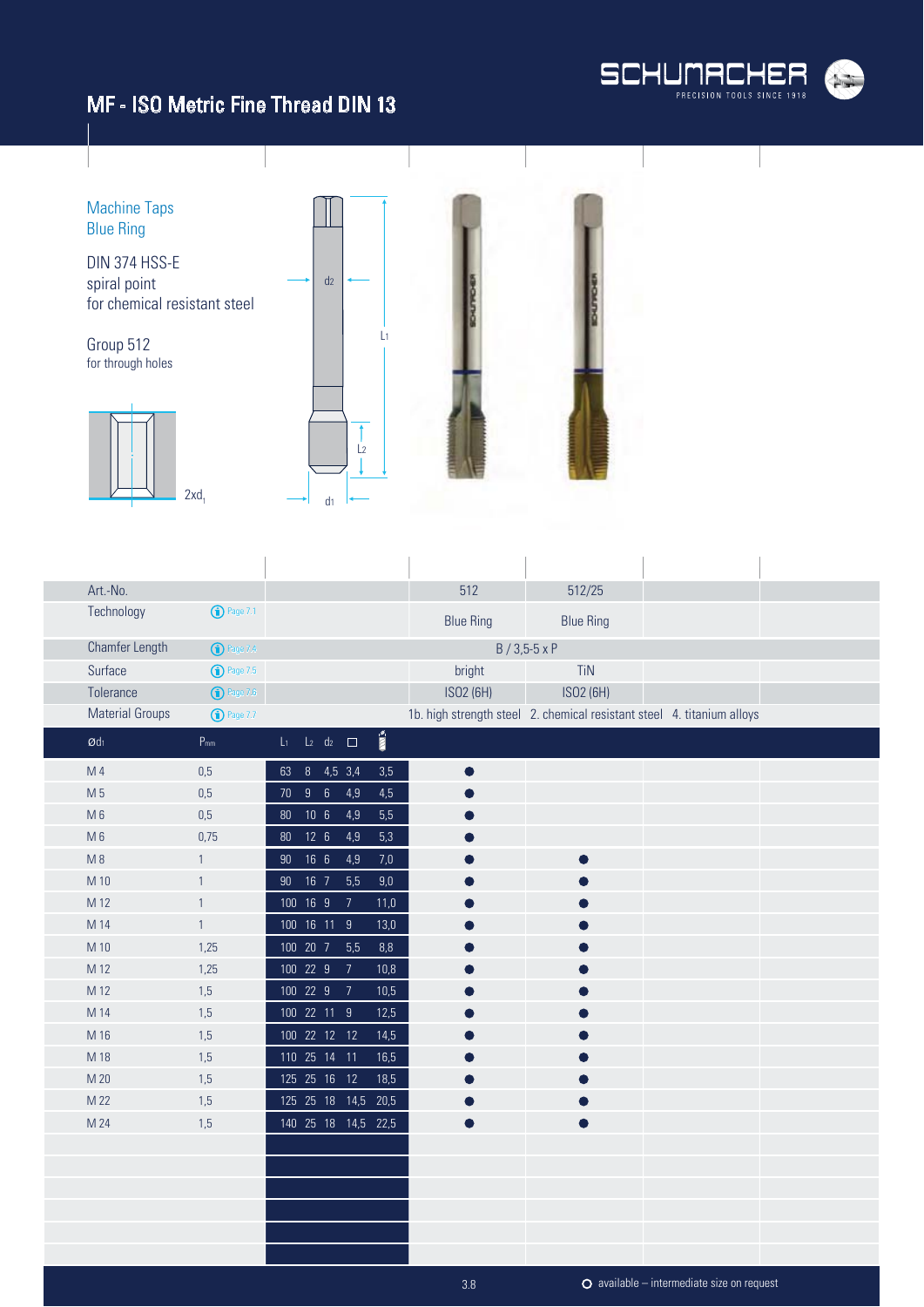# MF - ISO Metric Fine Thread DIN 13

Machine Taps
Blue Ring

DIN 374 HSS-E
spiral point
for chemical resistant steel

Group 512
for through holes

2xd1

| Art.-No. | | | 512 | 512/25 |
|---|---|---|---|---|
| Technology | Page 7.1 | | Blue Ring | Blue Ring |
| Chamfer Length | Page 7.4 | | B / 3,5-5 x P | |
| Surface | Page 7.5 | | bright | TiN |
| Tolerance | Page 7.6 | | ISO2 (6H) | ISO2 (6H) |
| Material Groups | Page 7.7 | | 1b. high strength steel 2. chemical resistant steel 4. titanium alloys | |

| Ød1 | Pmm | L1 | L2 | d2 | □ | Drill | 512 | 512/25 |
|---|---|---|---|---|---|---|---|---|
| M 4 | 0,5 | 63 | 8 | 4,5 | 3,4 | 3,5 | ● | |
| M 5 | 0,5 | 70 | 9 | 6 | 4,9 | 4,5 | ● | |
| M 6 | 0,5 | 80 | 10 | 6 | 4,9 | 5,5 | ● | |
| M 6 | 0,75 | 80 | 12 | 6 | 4,9 | 5,3 | ● | |
| M 8 | 1 | 90 | 16 | 6 | 4,9 | 7,0 | ● | ● |
| M 10 | 1 | 90 | 16 | 7 | 5,5 | 9,0 | ● | ● |
| M 12 | 1 | 100 | 16 | 9 | 7 | 11,0 | ● | ● |
| M 14 | 1 | 100 | 16 | 11 | 9 | 13,0 | ● | ● |
| M 10 | 1,25 | 100 | 20 | 7 | 5,5 | 8,8 | ● | ● |
| M 12 | 1,25 | 100 | 22 | 9 | 7 | 10,8 | ● | ● |
| M 12 | 1,5 | 100 | 22 | 9 | 7 | 10,5 | ● | ● |
| M 14 | 1,5 | 100 | 22 | 11 | 9 | 12,5 | ● | ● |
| M 16 | 1,5 | 100 | 22 | 12 | 12 | 14,5 | ● | ● |
| M 18 | 1,5 | 110 | 25 | 14 | 11 | 16,5 | ● | ● |
| M 20 | 1,5 | 125 | 25 | 16 | 12 | 18,5 | ● | ● |
| M 22 | 1,5 | 125 | 25 | 18 | 14,5 | 20,5 | ● | ● |
| M 24 | 1,5 | 140 | 25 | 18 | 14,5 | 22,5 | ● | ● |

○ available – intermediate size on request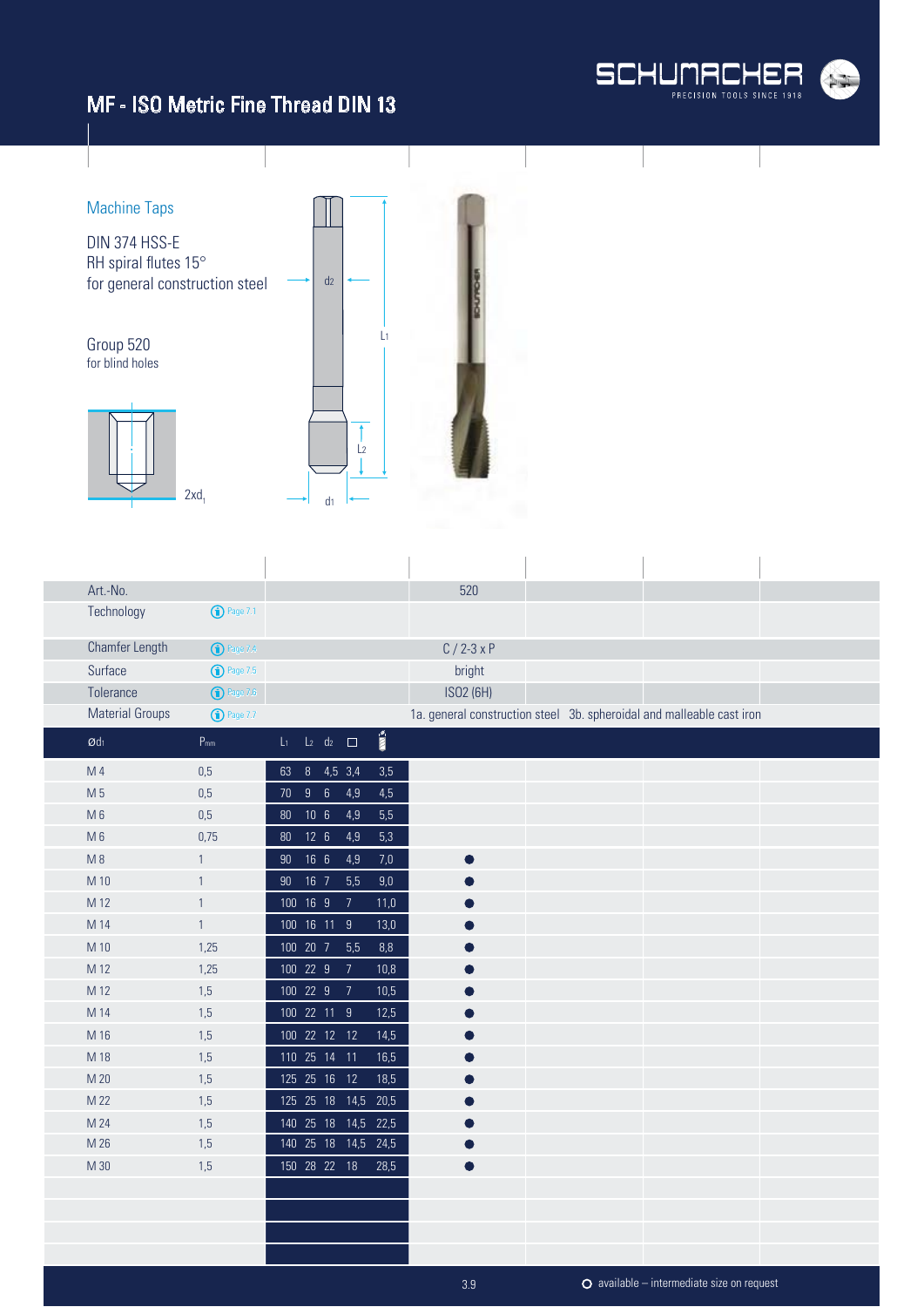# MF - ISO Metric Fine Thread DIN 13

## Machine Taps

DIN 374 HSS-E
RH spiral flutes 15°
for general construction steel

Group 520
for blind holes

2xd1

| Art.-No. | | 520 |
|---|---|---|
| Technology | Page 7.1 | |
| Chamfer Length | Page 7.4 | C / 2-3 x P |
| Surface | Page 7.5 | bright |
| Tolerance | Page 7.6 | ISO2 (6H) |
| Material Groups | Page 7.7 | 1a. general construction steel 3b. spheroidal and malleable cast iron |

| Ød1 | Pmm | L1 | L2 | d2 | □ | Drill | 520 |
|---|---|---|---|---|---|---|---|
| M 4 | 0,5 | 63 | 8 | 4,5 | 3,4 | 3,5 | |
| M 5 | 0,5 | 70 | 9 | 6 | 4,9 | 4,5 | |
| M 6 | 0,5 | 80 | 10 | 6 | 4,9 | 5,5 | |
| M 6 | 0,75 | 80 | 12 | 6 | 4,9 | 5,3 | |
| M 8 | 1 | 90 | 16 | 6 | 4,9 | 7,0 | ● |
| M 10 | 1 | 90 | 16 | 7 | 5,5 | 9,0 | ● |
| M 12 | 1 | 100 | 16 | 9 | 7 | 11,0 | ● |
| M 14 | 1 | 100 | 16 | 11 | 9 | 13,0 | ● |
| M 10 | 1,25 | 100 | 20 | 7 | 5,5 | 8,8 | ● |
| M 12 | 1,25 | 100 | 22 | 9 | 7 | 10,8 | ● |
| M 12 | 1,5 | 100 | 22 | 9 | 7 | 10,5 | ● |
| M 14 | 1,5 | 100 | 22 | 11 | 9 | 12,5 | ● |
| M 16 | 1,5 | 100 | 22 | 12 | 12 | 14,5 | ● |
| M 18 | 1,5 | 110 | 25 | 14 | 11 | 16,5 | ● |
| M 20 | 1,5 | 125 | 25 | 16 | 12 | 18,5 | ● |
| M 22 | 1,5 | 125 | 25 | 18 | 14,5 | 20,5 | ● |
| M 24 | 1,5 | 140 | 25 | 18 | 14,5 | 22,5 | ● |
| M 26 | 1,5 | 140 | 25 | 18 | 14,5 | 24,5 | ● |
| M 30 | 1,5 | 150 | 28 | 22 | 18 | 28,5 | ● |

○ available – intermediate size on request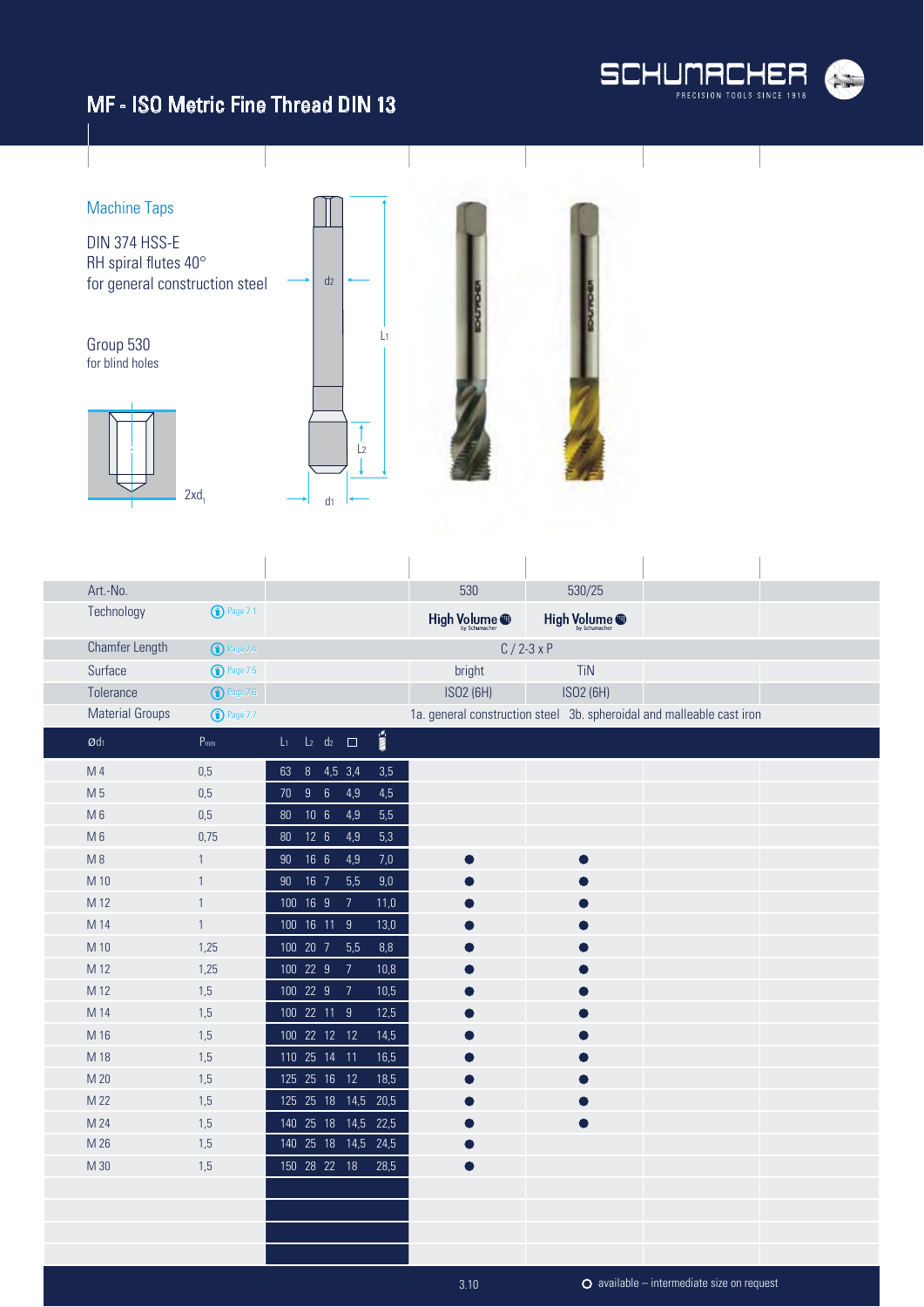# MF - ISO Metric Fine Thread DIN 13

## Machine Taps

DIN 374 HSS-E
RH spiral flutes 40°
for general construction steel

### Group 530

for blind holes

2xd1

| Art.-No. | | | 530 | 530/25 |
|---|---|---|---|---|
| Technology | Page 7.1 | | High Volume | High Volume |
| Chamfer Length | Page 7.4 | | C / 2-3 x P | |
| Surface | Page 7.5 | | bright | TiN |
| Tolerance | Page 7.6 | | ISO2 (6H) | ISO2 (6H) |
| Material Groups | Page 7.7 | | 1a. general construction steel 3b. spheroidal and malleable cast iron | |

| Ød1 | Pmm | L1 | L2 | d2 | □ | Drill | 530 | 530/25 |
|---|---|---|---|---|---|---|---|---|
| M 4 | 0,5 | 63 | 8 | 4,5 | 3,4 | 3,5 | | |
| M 5 | 0,5 | 70 | 9 | 6 | 4,9 | 4,5 | | |
| M 6 | 0,5 | 80 | 10 | 6 | 4,9 | 5,5 | | |
| M 6 | 0,75 | 80 | 12 | 6 | 4,9 | 5,3 | | |
| M 8 | 1 | 90 | 16 | 6 | 4,9 | 7,0 | ● | ● |
| M 10 | 1 | 90 | 16 | 7 | 5,5 | 9,0 | ● | ● |
| M 12 | 1 | 100 | 16 | 9 | 7 | 11,0 | ● | ● |
| M 14 | 1 | 100 | 16 | 11 | 9 | 13,0 | ● | ● |
| M 10 | 1,25 | 100 | 20 | 7 | 5,5 | 8,8 | ● | ● |
| M 12 | 1,25 | 100 | 22 | 9 | 7 | 10,8 | ● | ● |
| M 12 | 1,5 | 100 | 22 | 9 | 7 | 10,5 | ● | ● |
| M 14 | 1,5 | 100 | 22 | 11 | 9 | 12,5 | ● | ● |
| M 16 | 1,5 | 100 | 22 | 12 | 12 | 14,5 | ● | ● |
| M 18 | 1,5 | 110 | 25 | 14 | 11 | 16,5 | ● | ● |
| M 20 | 1,5 | 125 | 25 | 16 | 12 | 18,5 | ● | ● |
| M 22 | 1,5 | 125 | 25 | 18 | 14,5 | 20,5 | ● | ● |
| M 24 | 1,5 | 140 | 25 | 18 | 14,5 | 22,5 | ● | ● |
| M 26 | 1,5 | 140 | 25 | 18 | 14,5 | 24,5 | ● | |
| M 30 | 1,5 | 150 | 28 | 22 | 18 | 28,5 | ● | |

○ available – intermediate size on request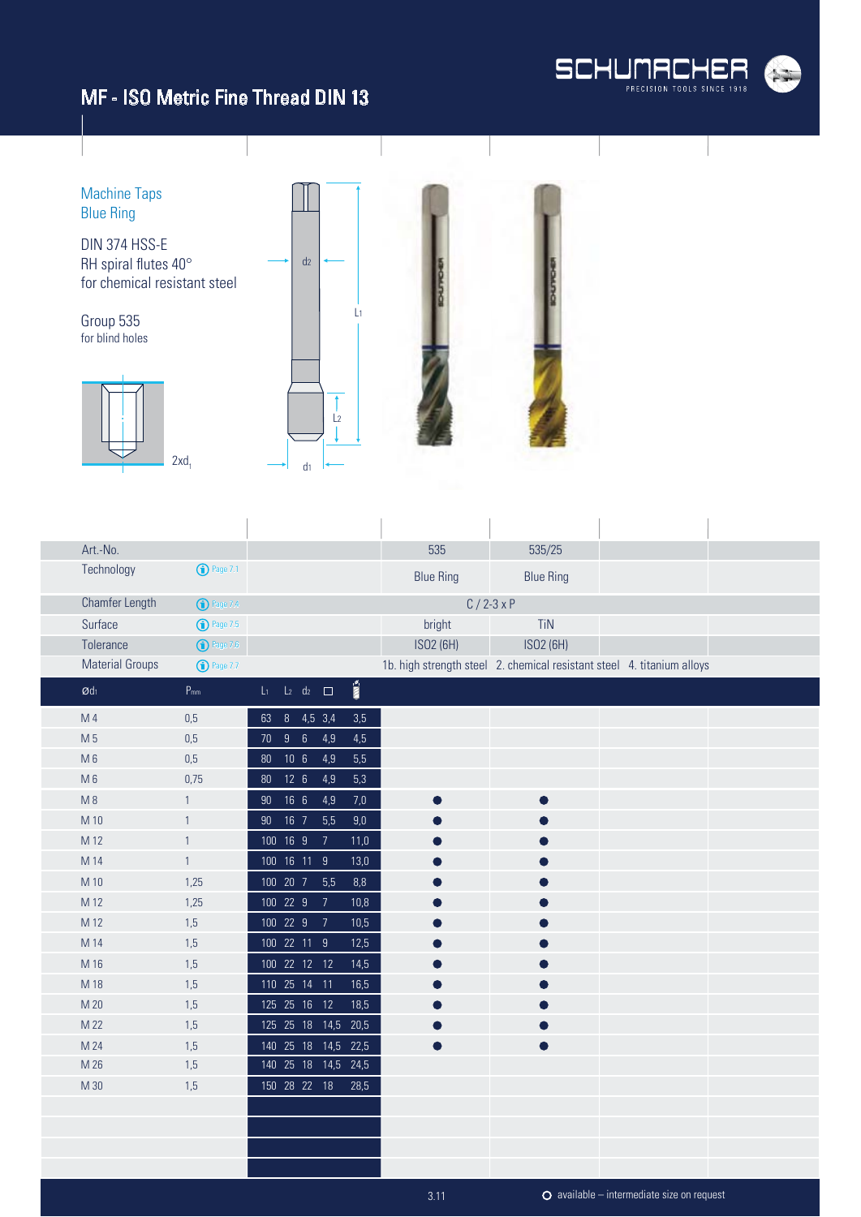# MF - ISO Metric Fine Thread DIN 13

Machine Taps
Blue Ring

DIN 374 HSS-E
RH spiral flutes 40°
for chemical resistant steel

Group 535
for blind holes

2xd1

| | | | | | | | | | |
|---|---|---|---|---|---|---|---|---|---|
| Art.-No. | | | | | | | 535 | 535/25 | |
| Technology | Page 7.1 | | | | | | Blue Ring | Blue Ring | |
| Chamfer Length | Page 7.4 | | | | | | C / 2-3 x P | | |
| Surface | Page 7.5 | | | | | | bright | TiN | |
| Tolerance | Page 7.6 | | | | | | ISO2 (6H) | ISO2 (6H) | |
| Material Groups | Page 7.7 | | | | | | 1b. high strength steel 2. chemical resistant steel 4. titanium alloys | | |
| Ød1 | Pmm | L1 | L2 | d2 | □ | drill | | | |
| M 4 | 0,5 | 63 | 8 | 4,5 | 3,4 | 3,5 | | | |
| M 5 | 0,5 | 70 | 9 | 6 | 4,9 | 4,5 | | | |
| M 6 | 0,5 | 80 | 10 | 6 | 4,9 | 5,5 | | | |
| M 6 | 0,75 | 80 | 12 | 6 | 4,9 | 5,3 | | | |
| M 8 | 1 | 90 | 16 | 6 | 4,9 | 7,0 | ● | ● | |
| M 10 | 1 | 90 | 16 | 7 | 5,5 | 9,0 | ● | ● | |
| M 12 | 1 | 100 | 16 | 9 | 7 | 11,0 | ● | ● | |
| M 14 | 1 | 100 | 16 | 11 | 9 | 13,0 | ● | ● | |
| M 10 | 1,25 | 100 | 20 | 7 | 5,5 | 8,8 | ● | ● | |
| M 12 | 1,25 | 100 | 22 | 9 | 7 | 10,8 | ● | ● | |
| M 12 | 1,5 | 100 | 22 | 9 | 7 | 10,5 | ● | ● | |
| M 14 | 1,5 | 100 | 22 | 11 | 9 | 12,5 | ● | ● | |
| M 16 | 1,5 | 100 | 22 | 12 | 12 | 14,5 | ● | ● | |
| M 18 | 1,5 | 110 | 25 | 14 | 11 | 16,5 | ● | ● | |
| M 20 | 1,5 | 125 | 25 | 16 | 12 | 18,5 | ● | ● | |
| M 22 | 1,5 | 125 | 25 | 18 | 14,5 | 20,5 | ● | ● | |
| M 24 | 1,5 | 140 | 25 | 18 | 14,5 | 22,5 | ● | ● | |
| M 26 | 1,5 | 140 | 25 | 18 | 14,5 | 24,5 | | | |
| M 30 | 1,5 | 150 | 28 | 22 | 18 | 28,5 | | | |

○ available – intermediate size on request